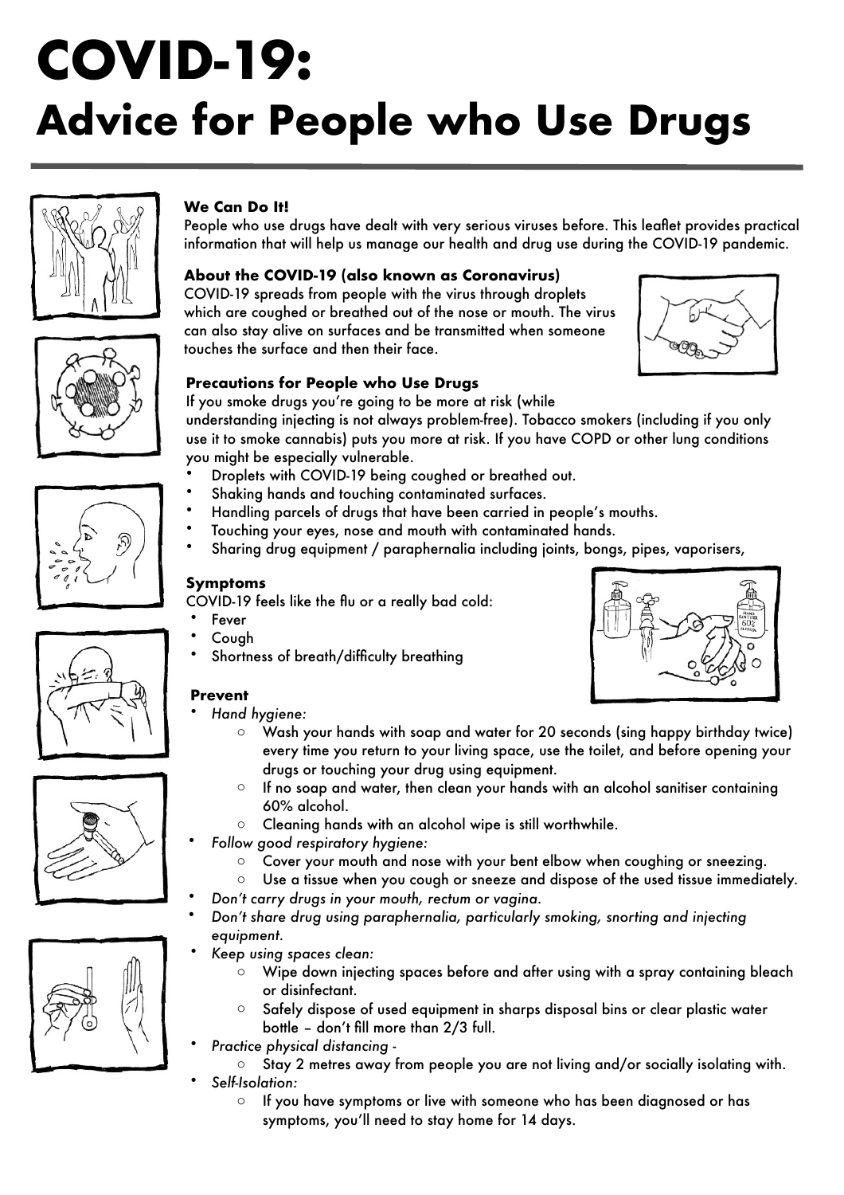# COVID-19: Advice for People who Use Drugs

### We Can Do It!

People who use drugs have dealt with very serious viruses before. This leaflet provides practical information that will help us manage our health and drug use during the COVID-19 pandemic.

### About the COVID-19 (also known as Coronavirus)

COVID-19 spreads from people with the virus through droplets which are coughed or breathed out of the nose or mouth. The virus can also stay alive on surfaces and be transmitted when someone touches the surface and then their face.

### Precautions for People who Use Drugs

If you smoke drugs you're going to be more at risk (while understanding injecting is not always problem-free). Tobacco smokers (including if you only use it to smoke cannabis) puts you more at risk. If you have COPD or other lung conditions you might be especially vulnerable.

- Droplets with COVID-19 being coughed or breathed out.
- Shaking hands and touching contaminated surfaces.
- Handling parcels of drugs that have been carried in people's mouths.
- Touching your eyes, nose and mouth with contaminated hands.
- Sharing drug equipment / paraphernalia including joints, bongs, pipes, vaporisers,

### Symptoms

COVID-19 feels like the flu or a really bad cold:

- Fever
- Cough
- Shortness of breath/difficulty breathing

### Prevent

- *Hand hygiene:*
  - Wash your hands with soap and water for 20 seconds (sing happy birthday twice) every time you return to your living space, use the toilet, and before opening your drugs or touching your drug using equipment.
  - If no soap and water, then clean your hands with an alcohol sanitiser containing 60% alcohol.
  - Cleaning hands with an alcohol wipe is still worthwhile.
- *Follow good respiratory hygiene:*
  - Cover your mouth and nose with your bent elbow when coughing or sneezing.
  - Use a tissue when you cough or sneeze and dispose of the used tissue immediately.
- *Don't carry drugs in your mouth, rectum or vagina.*
- *Don't share drug using paraphernalia, particularly smoking, snorting and injecting equipment.*
- *Keep using spaces clean:*
  - Wipe down injecting spaces before and after using with a spray containing bleach or disinfectant.
  - Safely dispose of used equipment in sharps disposal bins or clear plastic water bottle – don't fill more than 2/3 full.
- *Practice physical distancing -*
  - Stay 2 metres away from people you are not living and/or socially isolating with.
- *Self-Isolation:*
  - If you have symptoms or live with someone who has been diagnosed or has symptoms, you'll need to stay home for 14 days.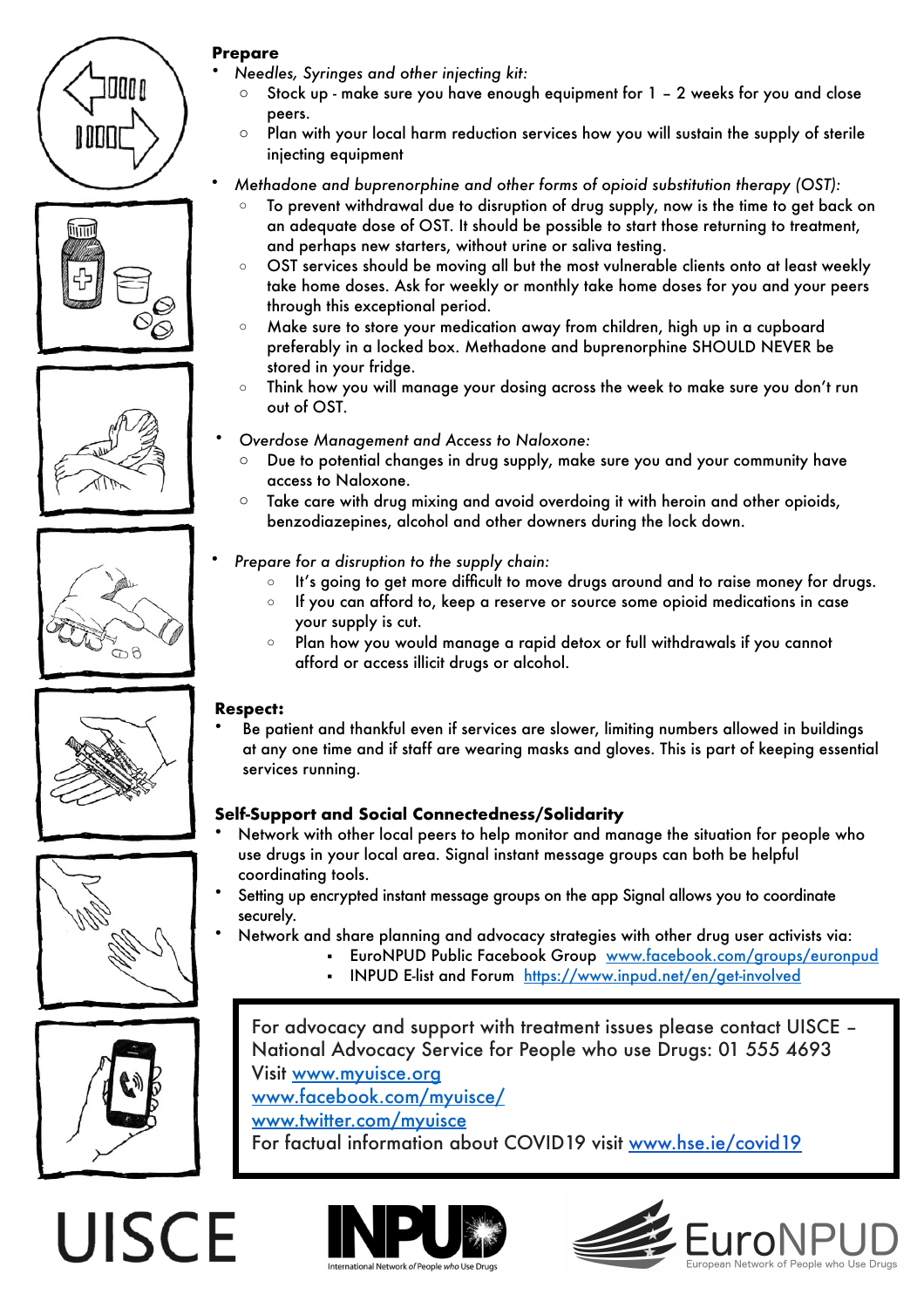**Prepare**

- *Needles, Syringes and other injecting kit:*
  - Stock up - make sure you have enough equipment for 1 – 2 weeks for you and close peers.
  - Plan with your local harm reduction services how you will sustain the supply of sterile injecting equipment
- *Methadone and buprenorphine and other forms of opioid substitution therapy (OST):*
  - To prevent withdrawal due to disruption of drug supply, now is the time to get back on an adequate dose of OST. It should be possible to start those returning to treatment, and perhaps new starters, without urine or saliva testing.
  - OST services should be moving all but the most vulnerable clients onto at least weekly take home doses. Ask for weekly or monthly take home doses for you and your peers through this exceptional period.
  - Make sure to store your medication away from children, high up in a cupboard preferably in a locked box. Methadone and buprenorphine SHOULD NEVER be stored in your fridge.
  - Think how you will manage your dosing across the week to make sure you don't run out of OST.
- *Overdose Management and Access to Naloxone:*
  - Due to potential changes in drug supply, make sure you and your community have access to Naloxone.
  - Take care with drug mixing and avoid overdoing it with heroin and other opioids, benzodiazepines, alcohol and other downers during the lock down.
- *Prepare for a disruption to the supply chain:*
  - It's going to get more difficult to move drugs around and to raise money for drugs.
  - If you can afford to, keep a reserve or source some opioid medications in case your supply is cut.
  - Plan how you would manage a rapid detox or full withdrawals if you cannot afford or access illicit drugs or alcohol.

**Respect:**

- Be patient and thankful even if services are slower, limiting numbers allowed in buildings at any one time and if staff are wearing masks and gloves. This is part of keeping essential services running.

**Self-Support and Social Connectedness/Solidarity**

- Network with other local peers to help monitor and manage the situation for people who use drugs in your local area. Signal instant message groups can both be helpful coordinating tools.
- Setting up encrypted instant message groups on the app Signal allows you to coordinate securely.
- Network and share planning and advocacy strategies with other drug user activists via:
  - EuroNPUD Public Facebook Group www.facebook.com/groups/euronpud
  - INPUD E-list and Forum https://www.inpud.net/en/get-involved

For advocacy and support with treatment issues please contact UISCE – National Advocacy Service for People who use Drugs: 01 555 4693
Visit www.myuisce.org
www.facebook.com/myuisce/
www.twitter.com/myuisce
For factual information about COVID19 visit www.hse.ie/covid19

UISCE

INPUD International Network of People who Use Drugs

EuroNPUD European Network of People who Use Drugs